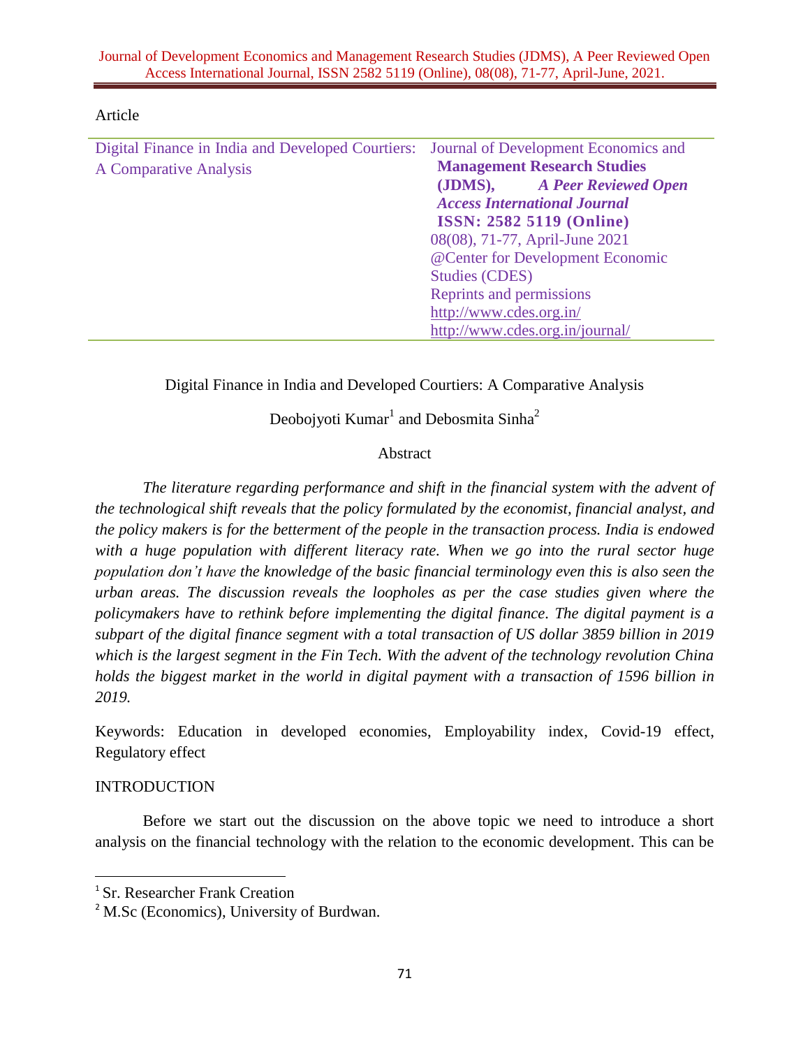Article

| Digital Finance in India and Developed Courtiers: A Comparative Analysis | Journal of Development Economics and **Management Research Studies (JDMS),** ***A Peer Reviewed Open Access International Journal*** **ISSN: 2582 5119 (Online)** 08(08), 71-77, April-June 2021 @Center for Development Economic Studies (CDES) Reprints and permissions http://www.cdes.org.in/ http://www.cdes.org.in/journal/ |
|---|---|

# Digital Finance in India and Developed Courtiers: A Comparative Analysis

Deobojyoti Kumar[1] and Debosmita Sinha[2]

## Abstract

*The literature regarding performance and shift in the financial system with the advent of the technological shift reveals that the policy formulated by the economist, financial analyst, and the policy makers is for the betterment of the people in the transaction process. India is endowed with a huge population with different literacy rate. When we go into the rural sector huge population don't have the knowledge of the basic financial terminology even this is also seen the urban areas. The discussion reveals the loopholes as per the case studies given where the policymakers have to rethink before implementing the digital finance. The digital payment is a subpart of the digital finance segment with a total transaction of US dollar 3859 billion in 2019 which is the largest segment in the Fin Tech. With the advent of the technology revolution China holds the biggest market in the world in digital payment with a transaction of 1596 billion in 2019.*

Keywords: Education in developed economies, Employability index, Covid-19 effect, Regulatory effect

## INTRODUCTION

Before we start out the discussion on the above topic we need to introduce a short analysis on the financial technology with the relation to the economic development. This can be

---

[1] Sr. Researcher Frank Creation

[2] M.Sc (Economics), University of Burdwan.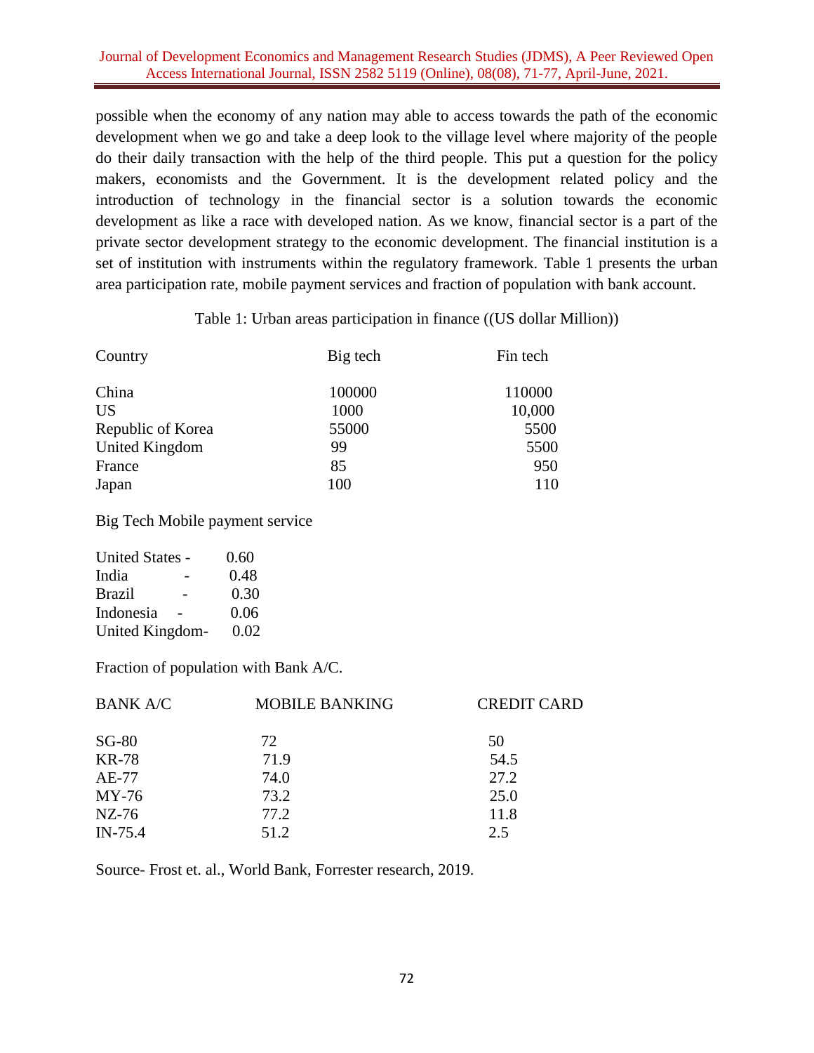possible when the economy of any nation may able to access towards the path of the economic development when we go and take a deep look to the village level where majority of the people do their daily transaction with the help of the third people. This put a question for the policy makers, economists and the Government. It is the development related policy and the introduction of technology in the financial sector is a solution towards the economic development as like a race with developed nation. As we know, financial sector is a part of the private sector development strategy to the economic development. The financial institution is a set of institution with instruments within the regulatory framework. Table 1 presents the urban area participation rate, mobile payment services and fraction of population with bank account.

Table 1: Urban areas participation in finance ((US dollar Million))

| Country | Big tech | Fin tech |
|---|---|---|
| China | 100000 | 110000 |
| US | 1000 | 10,000 |
| Republic of Korea | 55000 | 5500 |
| United Kingdom | 99 | 5500 |
| France | 85 | 950 |
| Japan | 100 | 110 |

Big Tech Mobile payment service

| | |
|---|---|
| United States - | 0.60 |
| India - | 0.48 |
| Brazil - | 0.30 |
| Indonesia - | 0.06 |
| United Kingdom- | 0.02 |

Fraction of population with Bank A/C.

| BANK A/C | MOBILE BANKING | CREDIT CARD |
|---|---|---|
| SG-80 | 72 | 50 |
| KR-78 | 71.9 | 54.5 |
| AE-77 | 74.0 | 27.2 |
| MY-76 | 73.2 | 25.0 |
| NZ-76 | 77.2 | 11.8 |
| IN-75.4 | 51.2 | 2.5 |

Source- Frost et. al., World Bank, Forrester research, 2019.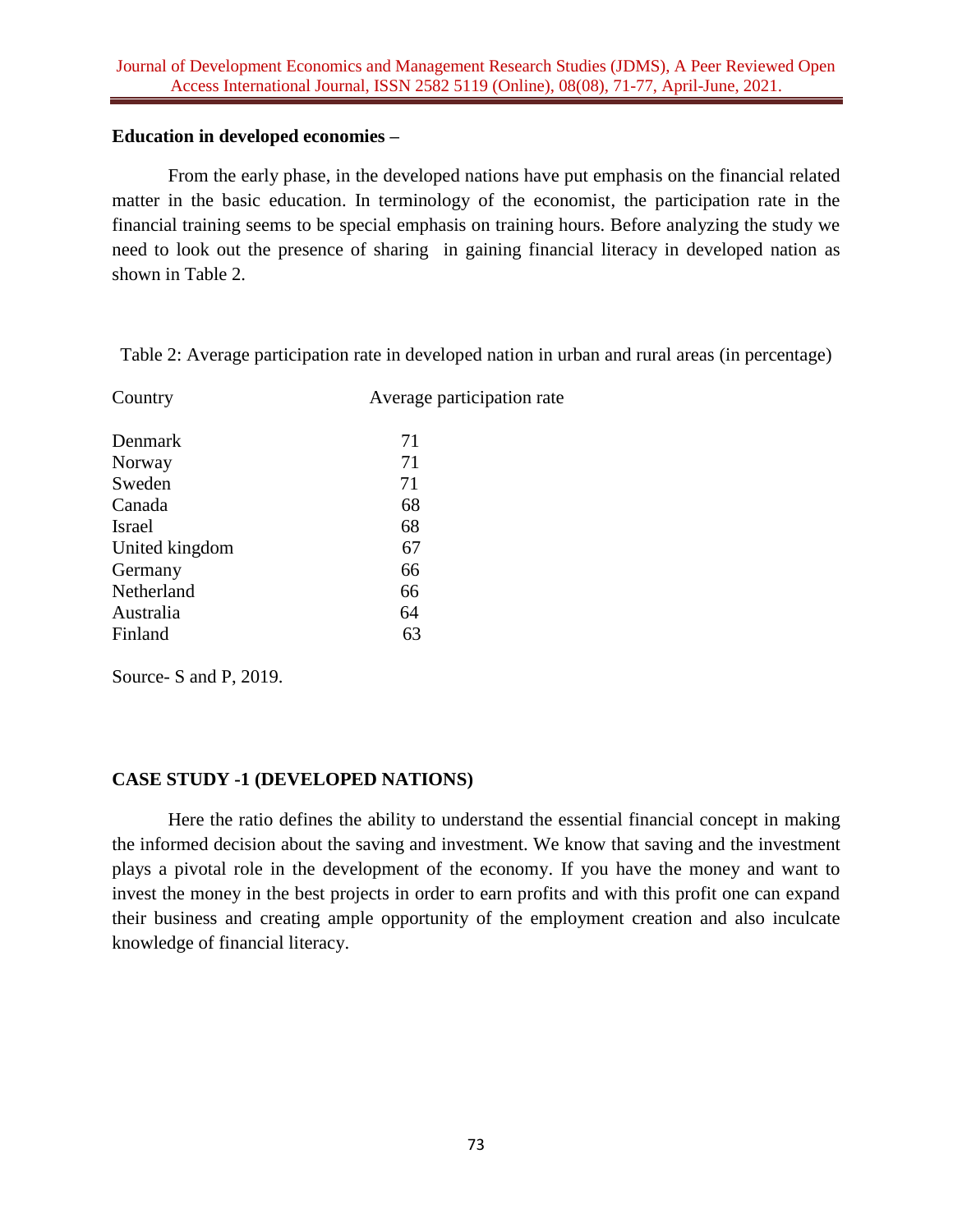**Education in developed economies –**

From the early phase, in the developed nations have put emphasis on the financial related matter in the basic education. In terminology of the economist, the participation rate in the financial training seems to be special emphasis on training hours. Before analyzing the study we need to look out the presence of sharing in gaining financial literacy in developed nation as shown in Table 2.

Table 2: Average participation rate in developed nation in urban and rural areas (in percentage)

| Country | Average participation rate |
| --- | --- |
| Denmark | 71 |
| Norway | 71 |
| Sweden | 71 |
| Canada | 68 |
| Israel | 68 |
| United kingdom | 67 |
| Germany | 66 |
| Netherland | 66 |
| Australia | 64 |
| Finland | 63 |

Source- S and P, 2019.

**CASE STUDY -1 (DEVELOPED NATIONS)**

Here the ratio defines the ability to understand the essential financial concept in making the informed decision about the saving and investment. We know that saving and the investment plays a pivotal role in the development of the economy. If you have the money and want to invest the money in the best projects in order to earn profits and with this profit one can expand their business and creating ample opportunity of the employment creation and also inculcate knowledge of financial literacy.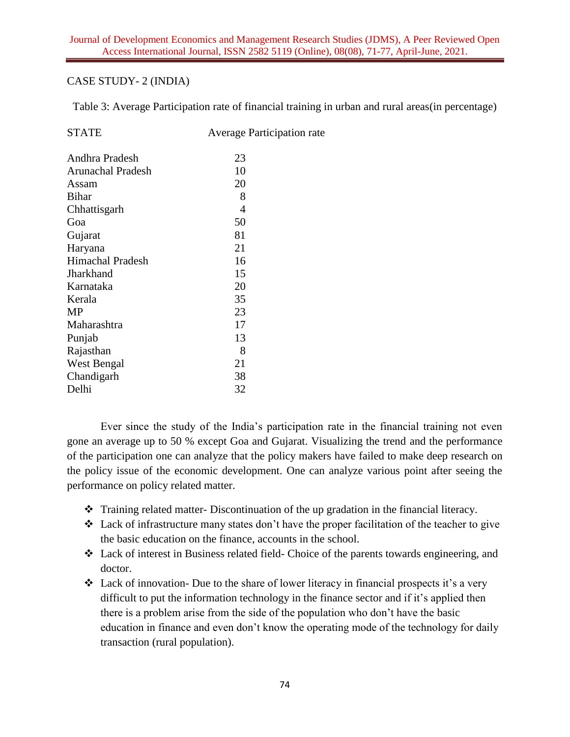CASE STUDY- 2 (INDIA)

Table 3: Average Participation rate of financial training in urban and rural areas(in percentage)

| STATE | Average Participation rate |
|---|---|
| Andhra Pradesh | 23 |
| Arunachal Pradesh | 10 |
| Assam | 20 |
| Bihar | 8 |
| Chhattisgarh | 4 |
| Goa | 50 |
| Gujarat | 81 |
| Haryana | 21 |
| Himachal Pradesh | 16 |
| Jharkhand | 15 |
| Karnataka | 20 |
| Kerala | 35 |
| MP | 23 |
| Maharashtra | 17 |
| Punjab | 13 |
| Rajasthan | 8 |
| West Bengal | 21 |
| Chandigarh | 38 |
| Delhi | 32 |

Ever since the study of the India's participation rate in the financial training not even gone an average up to 50 % except Goa and Gujarat. Visualizing the trend and the performance of the participation one can analyze that the policy makers have failed to make deep research on the policy issue of the economic development. One can analyze various point after seeing the performance on policy related matter.

- Training related matter- Discontinuation of the up gradation in the financial literacy.
- Lack of infrastructure many states don't have the proper facilitation of the teacher to give the basic education on the finance, accounts in the school.
- Lack of interest in Business related field- Choice of the parents towards engineering, and doctor.
- Lack of innovation- Due to the share of lower literacy in financial prospects it's a very difficult to put the information technology in the finance sector and if it's applied then there is a problem arise from the side of the population who don't have the basic education in finance and even don't know the operating mode of the technology for daily transaction (rural population).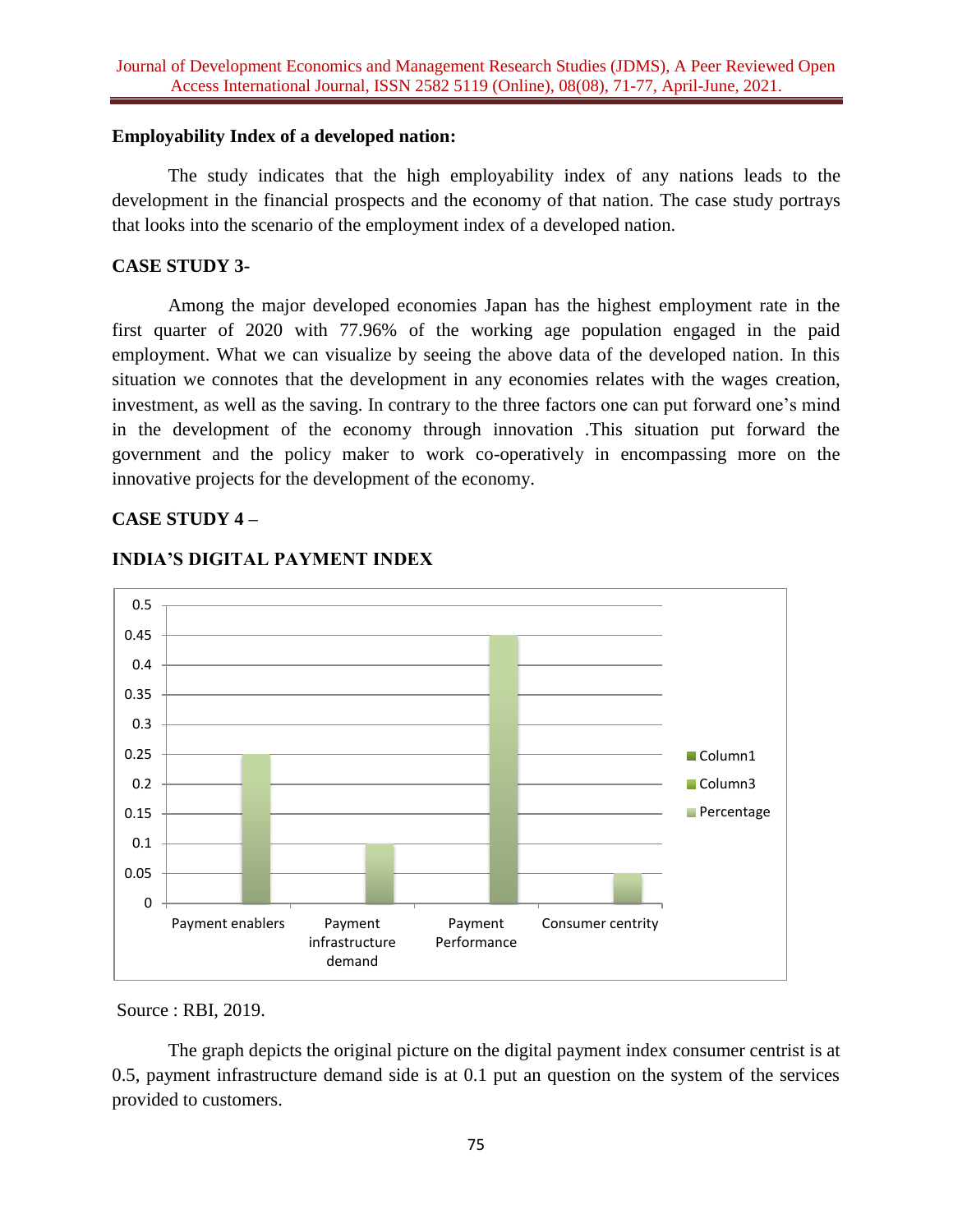**Employability Index of a developed nation:**

The study indicates that the high employability index of any nations leads to the development in the financial prospects and the economy of that nation. The case study portrays that looks into the scenario of the employment index of a developed nation.

**CASE STUDY 3-**

Among the major developed economies Japan has the highest employment rate in the first quarter of 2020 with 77.96% of the working age population engaged in the paid employment. What we can visualize by seeing the above data of the developed nation. In this situation we connotes that the development in any economies relates with the wages creation, investment, as well as the saving. In contrary to the three factors one can put forward one's mind in the development of the economy through innovation .This situation put forward the government and the policy maker to work co-operatively in encompassing more on the innovative projects for the development of the economy.

**CASE STUDY 4 –**

**INDIA'S DIGITAL PAYMENT INDEX**

| | Percentage |
|---|---|
| Payment enablers | 0.25 |
| Payment infrastructure demand | 0.1 |
| Payment Performance | 0.45 |
| Consumer centrity | 0.05 |

Source : RBI, 2019.

The graph depicts the original picture on the digital payment index consumer centrist is at 0.5, payment infrastructure demand side is at 0.1 put an question on the system of the services provided to customers.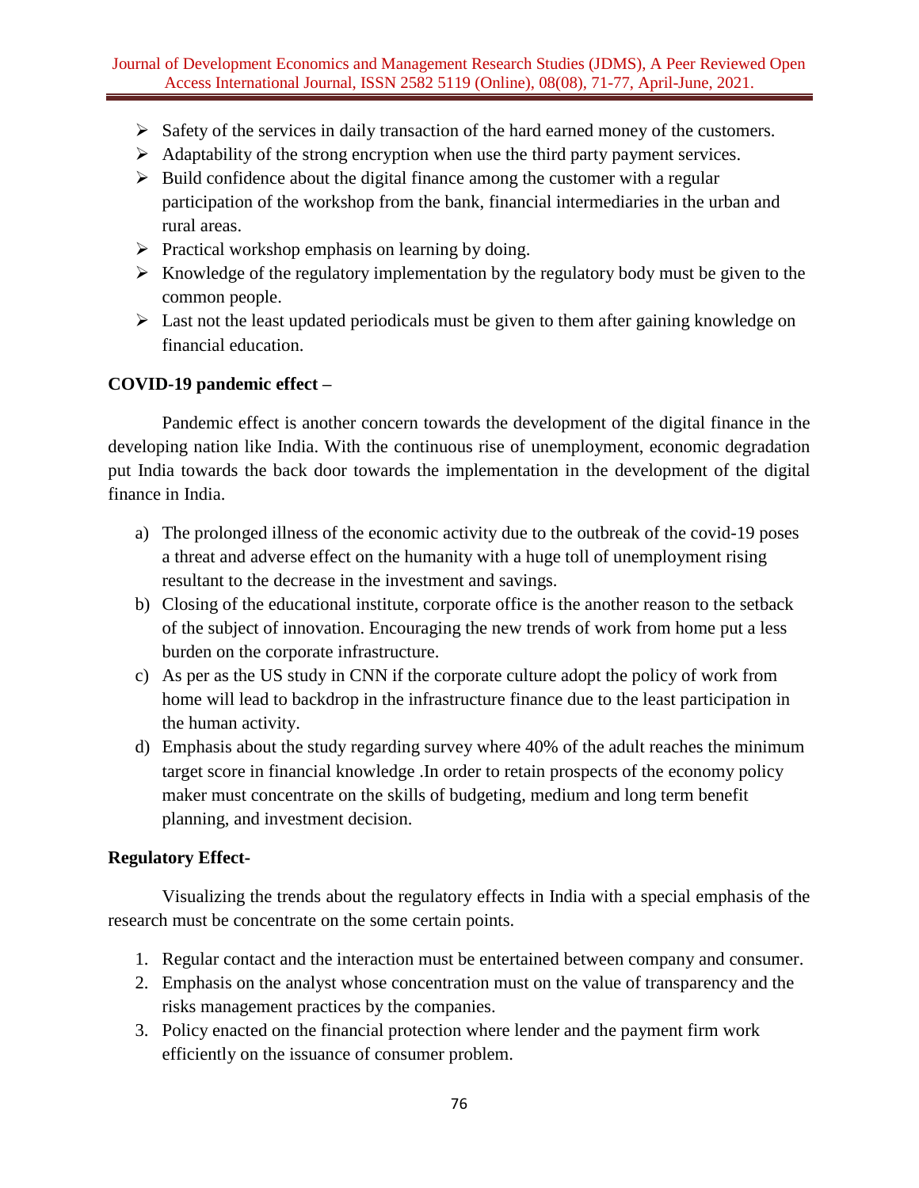- Safety of the services in daily transaction of the hard earned money of the customers.
- Adaptability of the strong encryption when use the third party payment services.
- Build confidence about the digital finance among the customer with a regular participation of the workshop from the bank, financial intermediaries in the urban and rural areas.
- Practical workshop emphasis on learning by doing.
- Knowledge of the regulatory implementation by the regulatory body must be given to the common people.
- Last not the least updated periodicals must be given to them after gaining knowledge on financial education.

**COVID-19 pandemic effect –**

Pandemic effect is another concern towards the development of the digital finance in the developing nation like India. With the continuous rise of unemployment, economic degradation put India towards the back door towards the implementation in the development of the digital finance in India.

a) The prolonged illness of the economic activity due to the outbreak of the covid-19 poses a threat and adverse effect on the humanity with a huge toll of unemployment rising resultant to the decrease in the investment and savings.
b) Closing of the educational institute, corporate office is the another reason to the setback of the subject of innovation. Encouraging the new trends of work from home put a less burden on the corporate infrastructure.
c) As per as the US study in CNN if the corporate culture adopt the policy of work from home will lead to backdrop in the infrastructure finance due to the least participation in the human activity.
d) Emphasis about the study regarding survey where 40% of the adult reaches the minimum target score in financial knowledge .In order to retain prospects of the economy policy maker must concentrate on the skills of budgeting, medium and long term benefit planning, and investment decision.

**Regulatory Effect-**

Visualizing the trends about the regulatory effects in India with a special emphasis of the research must be concentrate on the some certain points.

1. Regular contact and the interaction must be entertained between company and consumer.
2. Emphasis on the analyst whose concentration must on the value of transparency and the risks management practices by the companies.
3. Policy enacted on the financial protection where lender and the payment firm work efficiently on the issuance of consumer problem.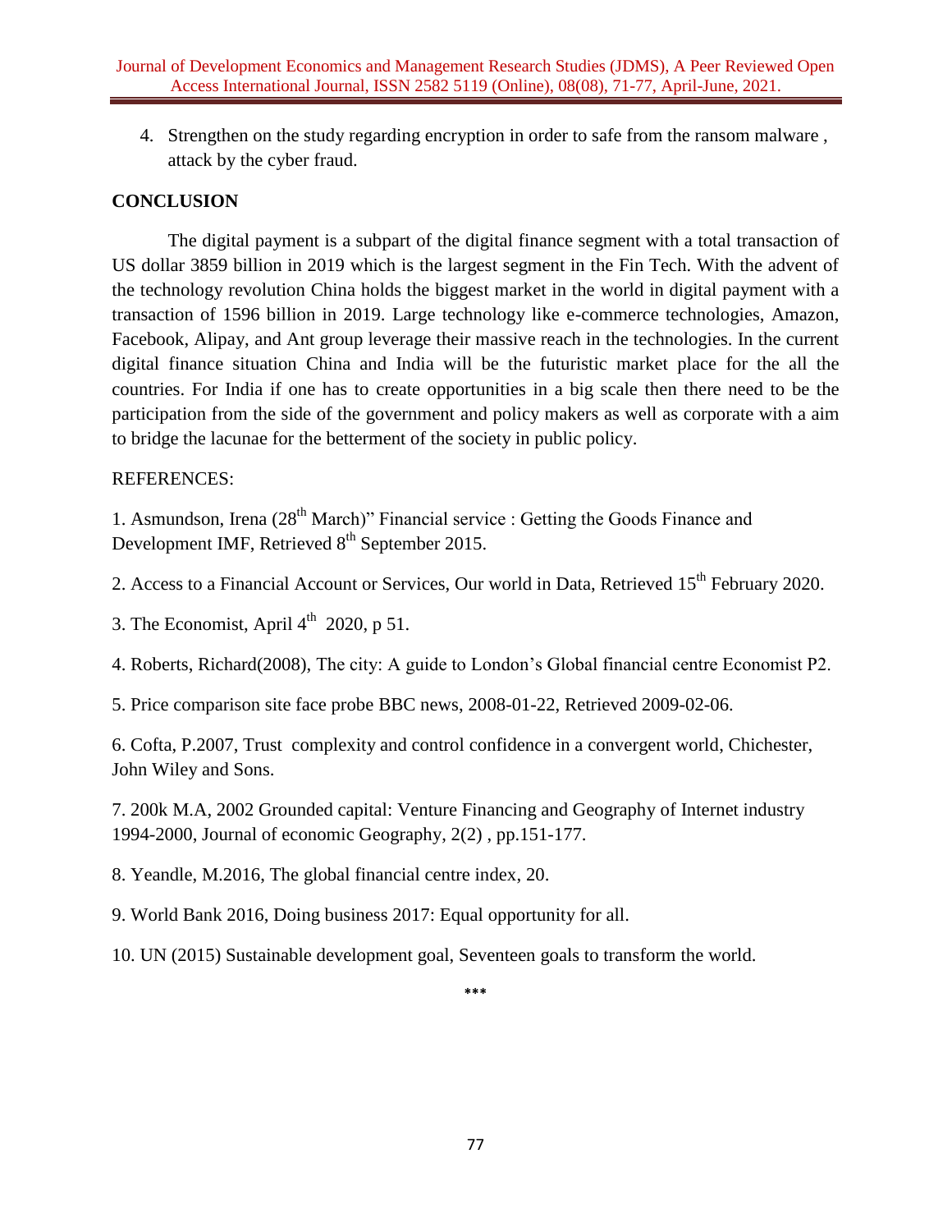4. Strengthen on the study regarding encryption in order to safe from the ransom malware , attack by the cyber fraud.

## CONCLUSION

The digital payment is a subpart of the digital finance segment with a total transaction of US dollar 3859 billion in 2019 which is the largest segment in the Fin Tech. With the advent of the technology revolution China holds the biggest market in the world in digital payment with a transaction of 1596 billion in 2019. Large technology like e-commerce technologies, Amazon, Facebook, Alipay, and Ant group leverage their massive reach in the technologies. In the current digital finance situation China and India will be the futuristic market place for the all the countries. For India if one has to create opportunities in a big scale then there need to be the participation from the side of the government and policy makers as well as corporate with a aim to bridge the lacunae for the betterment of the society in public policy.

REFERENCES:

1. Asmundson, Irena (28th March)" Financial service : Getting the Goods Finance and Development IMF, Retrieved 8th September 2015.

2. Access to a Financial Account or Services, Our world in Data, Retrieved 15th February 2020.

3. The Economist, April 4th 2020, p 51.

4. Roberts, Richard(2008), The city: A guide to London's Global financial centre Economist P2.

5. Price comparison site face probe BBC news, 2008-01-22, Retrieved 2009-02-06.

6. Cofta, P.2007, Trust complexity and control confidence in a convergent world, Chichester, John Wiley and Sons.

7. 200k M.A, 2002 Grounded capital: Venture Financing and Geography of Internet industry 1994-2000, Journal of economic Geography, 2(2) , pp.151-177.

8. Yeandle, M.2016, The global financial centre index, 20.

9. World Bank 2016, Doing business 2017: Equal opportunity for all.

10. UN (2015) Sustainable development goal, Seventeen goals to transform the world.

***